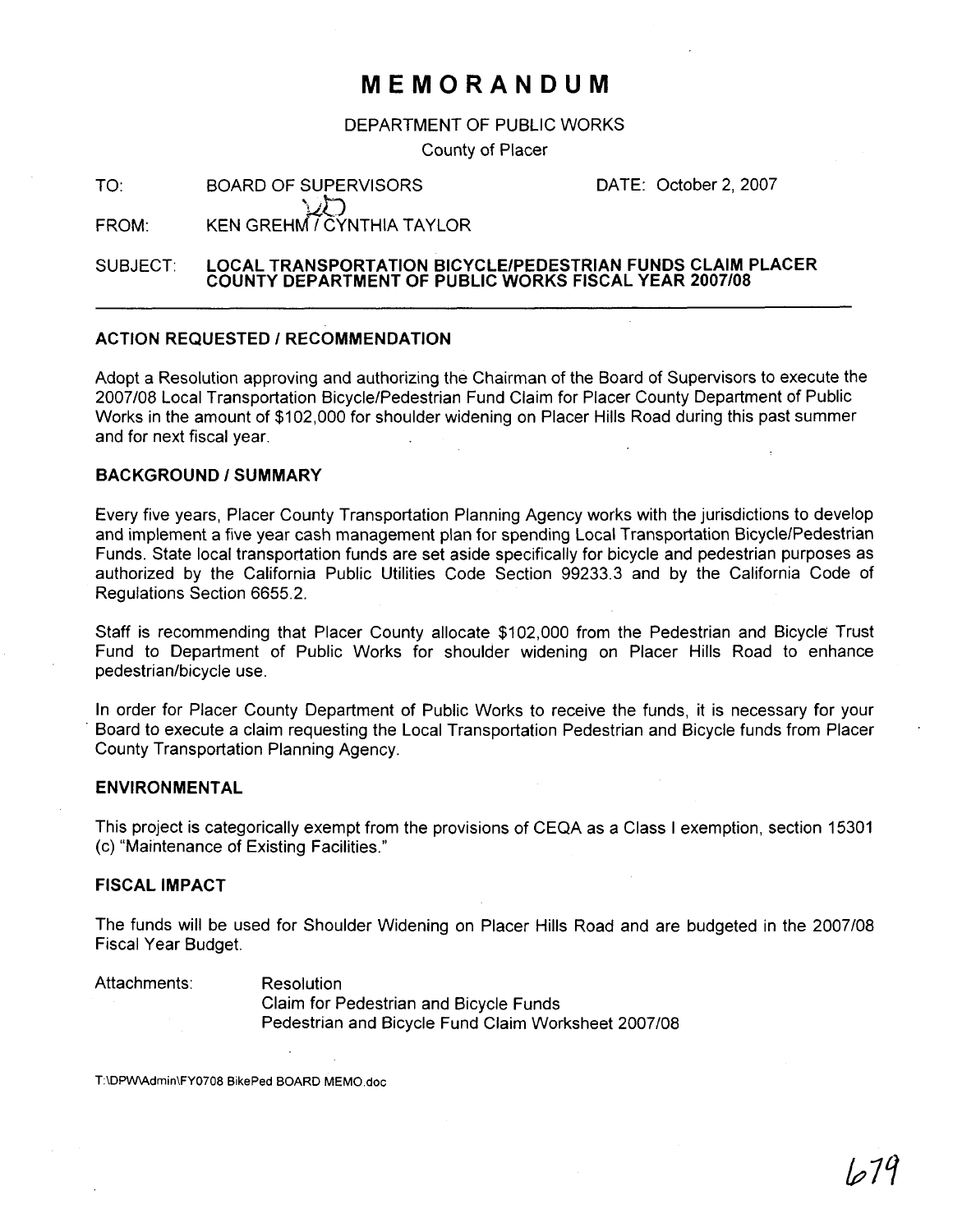# MEMORANDUM

DEPARTMENT OF PUBLIC WORKS

County of Placer

TO: BOARD OF SUPERVISORS DATE: October 2, 2007

FROM: KEN GREHM / CYNTHIA TAYLOR

SUBJECT: **LOCAL TRANSPORTATION BICYCLE/PEDESTRIAN FUNDS CLAIM PLACER COUNTY DEPARTMENT OF PUBLIC WORKS FISCAL YEAR 2007/08**

---

### ACTION REQUESTED / RECOMMENDATION

Adopt a Resolution approving and authorizing the Chairman of the Board of Supervisors to execute the 2007/08 Local Transportation Bicycle/Pedestrian Fund Claim for Placer County Department of Public Works in the amount of $102,000 for shoulder widening on Placer Hills Road during this past summer and for next fiscal year.

### BACKGROUND / SUMMARY

Every five years, Placer County Transportation Planning Agency works with the jurisdictions to develop and implement a five year cash management plan for spending Local Transportation Bicycle/Pedestrian Funds. State local transportation funds are set aside specifically for bicycle and pedestrian purposes as authorized by the California Public Utilities Code Section 99233.3 and by the California Code of Regulations Section 6655.2.

Staff is recommending that Placer County allocate $102,000 from the Pedestrian and Bicycle Trust Fund to Department of Public Works for shoulder widening on Placer Hills Road to enhance pedestrian/bicycle use.

In order for Placer County Department of Public Works to receive the funds, it is necessary for your Board to execute a claim requesting the Local Transportation Pedestrian and Bicycle funds from Placer County Transportation Planning Agency.

### ENVIRONMENTAL

This project is categorically exempt from the provisions of CEQA as a Class I exemption, section 15301 (c) "Maintenance of Existing Facilities."

### FISCAL IMPACT

The funds will be used for Shoulder Widening on Placer Hills Road and are budgeted in the 2007/08 Fiscal Year Budget.

Attachments:
- Resolution
- Claim for Pedestrian and Bicycle Funds
- Pedestrian and Bicycle Fund Claim Worksheet 2007/08

T:\DPW\Admin\FY0708 BikePed BOARD MEMO.doc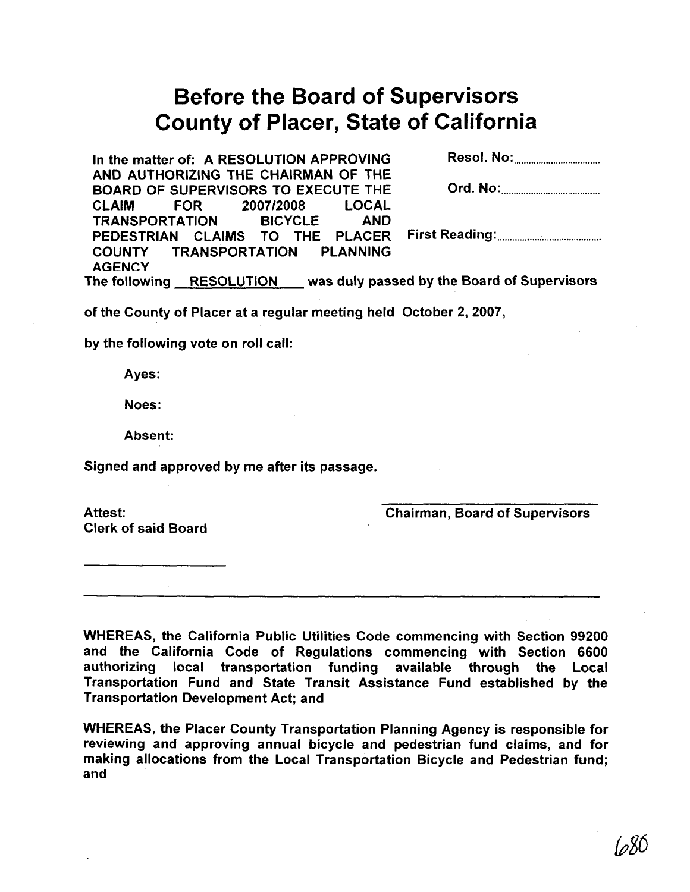# Before the Board of Supervisors County of Placer, State of California

In the matter of: A RESOLUTION APPROVING AND AUTHORIZING THE CHAIRMAN OF THE BOARD OF SUPERVISORS TO EXECUTE THE CLAIM FOR 2007/2008 LOCAL TRANSPORTATION BICYCLE AND PEDESTRIAN CLAIMS TO THE PLACER COUNTY TRANSPORTATION PLANNING AGENCY

Resol. No:.................................

Ord. No:.................................

First Reading:.................................

The following RESOLUTION was duly passed by the Board of Supervisors of the County of Placer at a regular meeting held October 2, 2007,

by the following vote on roll call:

Ayes:

Noes:

Absent:

Signed and approved by me after its passage.

Attest:
Clerk of said Board

\_\_\_\_\_\_\_\_\_\_\_\_\_\_\_\_\_\_\_\_

\_\_\_\_\_\_\_\_\_\_\_\_\_\_\_\_\_\_\_\_
Chairman, Board of Supervisors

---

WHEREAS, the California Public Utilities Code commencing with Section 99200 and the California Code of Regulations commencing with Section 6600 authorizing local transportation funding available through the Local Transportation Fund and State Transit Assistance Fund established by the Transportation Development Act; and

WHEREAS, the Placer County Transportation Planning Agency is responsible for reviewing and approving annual bicycle and pedestrian fund claims, and for making allocations from the Local Transportation Bicycle and Pedestrian fund; and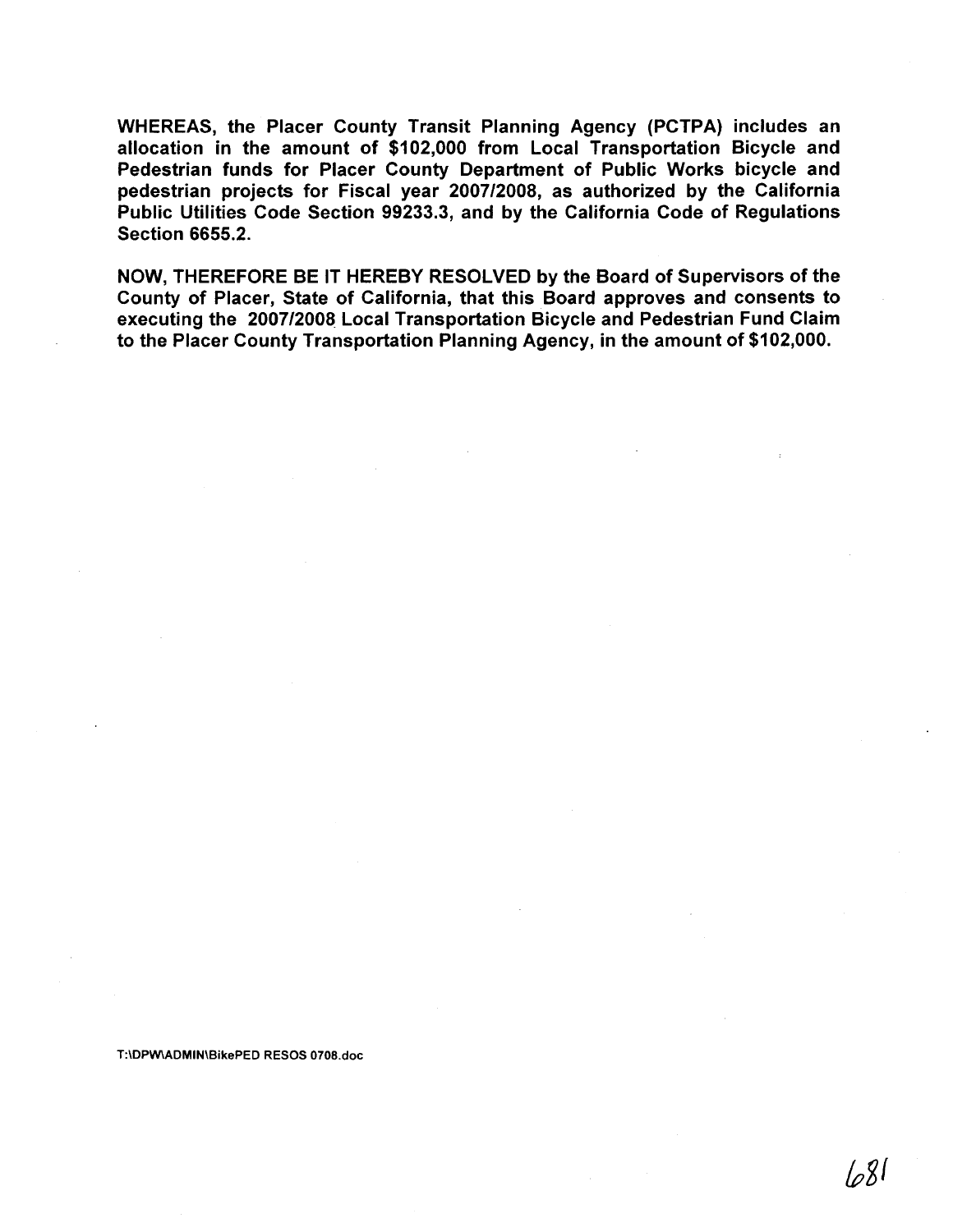**WHEREAS, the Placer County Transit Planning Agency (PCTPA) includes an allocation in the amount of $102,000 from Local Transportation Bicycle and Pedestrian funds for Placer County Department of Public Works bicycle and pedestrian projects for Fiscal year 2007/2008, as authorized by the California Public Utilities Code Section 99233.3, and by the California Code of Regulations Section 6655.2.**

**NOW, THEREFORE BE IT HEREBY RESOLVED by the Board of Supervisors of the County of Placer, State of California, that this Board approves and consents to executing the 2007/2008 Local Transportation Bicycle and Pedestrian Fund Claim to the Placer County Transportation Planning Agency, in the amount of $102,000.**

T:\DPW\ADMIN\BikePED RESOS 0708.doc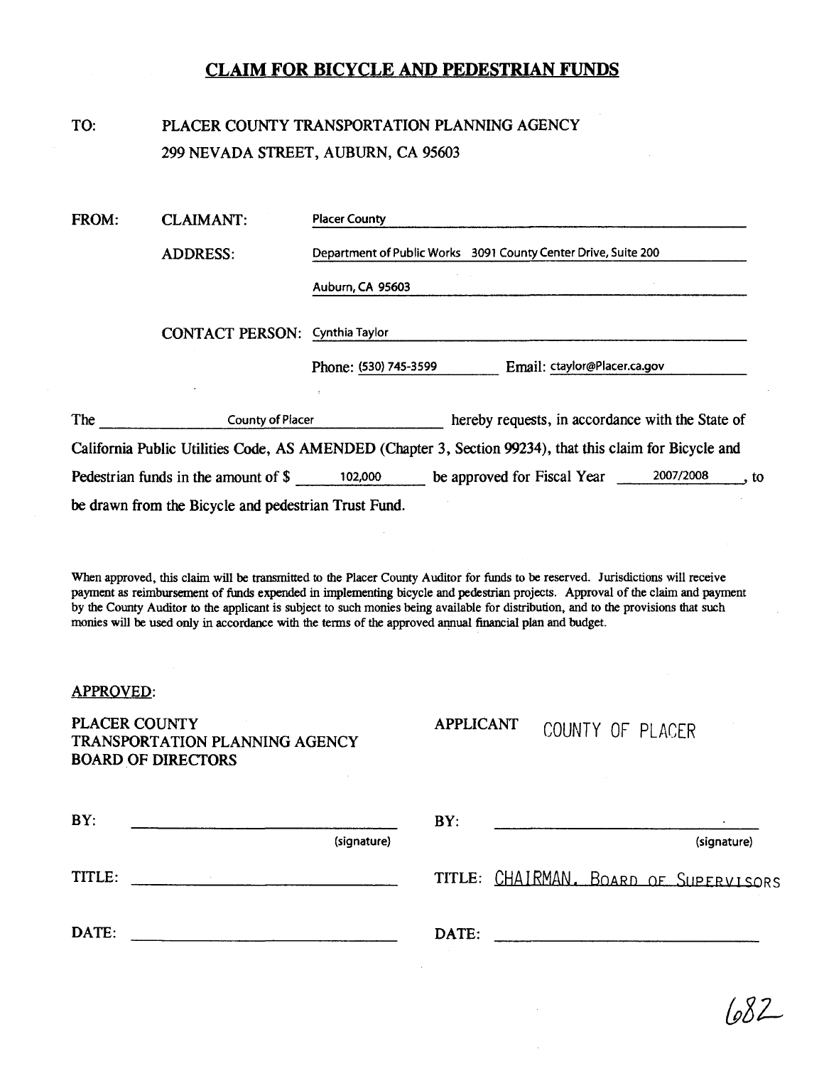# CLAIM FOR BICYCLE AND PEDESTRIAN FUNDS

TO: PLACER COUNTY TRANSPORTATION PLANNING AGENCY
299 NEVADA STREET, AUBURN, CA 95603

FROM: CLAIMANT: Placer County

ADDRESS: Department of Public Works 3091 County Center Drive, Suite 200
Auburn, CA 95603

CONTACT PERSON: Cynthia Taylor

Phone: (530) 745-3599 Email: ctaylor@Placer.ca.gov

The County of Placer hereby requests, in accordance with the State of California Public Utilities Code, AS AMENDED (Chapter 3, Section 99234), that this claim for Bicycle and Pedestrian funds in the amount of $ 102,000 be approved for Fiscal Year 2007/2008, to be drawn from the Bicycle and pedestrian Trust Fund.

When approved, this claim will be transmitted to the Placer County Auditor for funds to be reserved. Jurisdictions will receive payment as reimbursement of funds expended in implementing bicycle and pedestrian projects. Approval of the claim and payment by the County Auditor to the applicant is subject to such monies being available for distribution, and to the provisions that such monies will be used only in accordance with the terms of the approved annual financial plan and budget.

APPROVED:

| PLACER COUNTY TRANSPORTATION PLANNING AGENCY BOARD OF DIRECTORS | APPLICANT COUNTY OF PLACER |
| --- | --- |
| BY: ______________ (signature) | BY: ______________ (signature) |
| TITLE: ______________ | TITLE: CHAIRMAN, BOARD OF SUPERVISORS |
| DATE: ______________ | DATE: ______________ |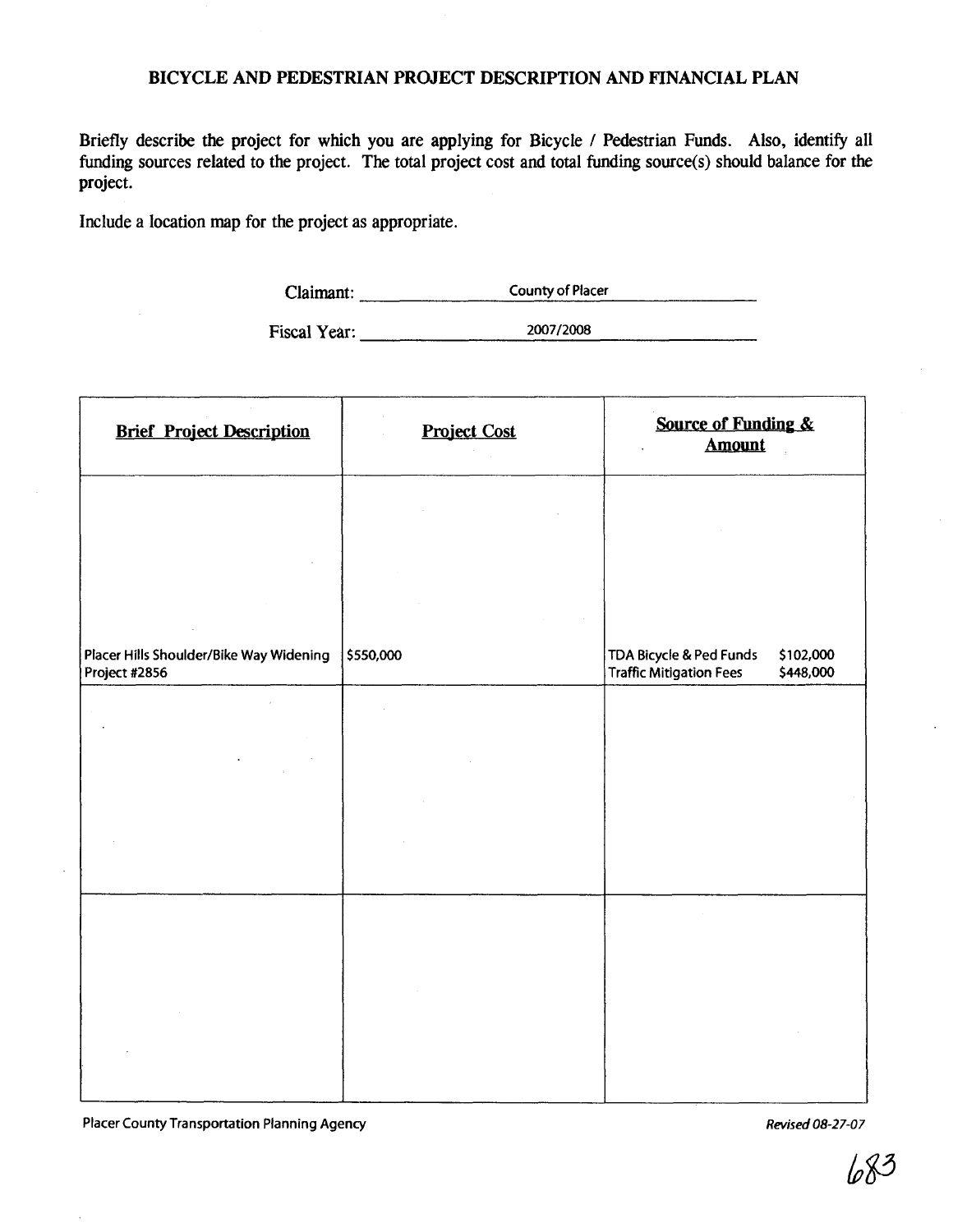## BICYCLE AND PEDESTRIAN PROJECT DESCRIPTION AND FINANCIAL PLAN

Briefly describe the project for which you are applying for Bicycle / Pedestrian Funds. Also, identify all funding sources related to the project. The total project cost and total funding source(s) should balance for the project.

Include a location map for the project as appropriate.

Claimant: County of Placer

Fiscal Year: 2007/2008

| Brief Project Description | Project Cost | Source of Funding & Amount |
|---|---|---|
| Placer Hills Shoulder/Bike Way Widening Project #2856 | $550,000 | TDA Bicycle & Ped Funds $102,000<br>Traffic Mitigation Fees $448,000 |
| | | |
| | | |

Placer County Transportation Planning Agency

*Revised 08-27-07*